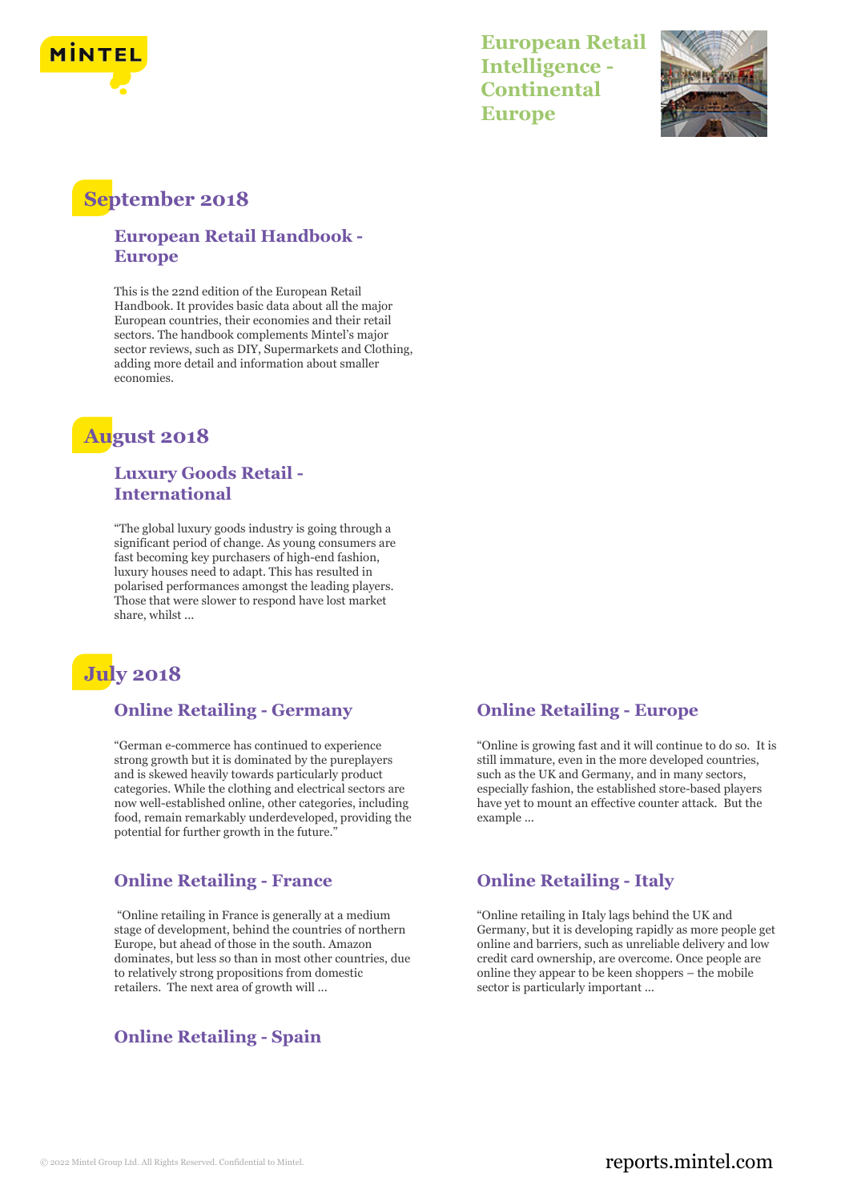# European Retail Intelligence - Continental Europe

## September 2018

### European Retail Handbook - Europe

This is the 22nd edition of the European Retail Handbook. It provides basic data about all the major European countries, their economies and their retail sectors. The handbook complements Mintel's major sector reviews, such as DIY, Supermarkets and Clothing, adding more detail and information about smaller economies.

## August 2018

### Luxury Goods Retail - International

"The global luxury goods industry is going through a significant period of change. As young consumers are fast becoming key purchasers of high-end fashion, luxury houses need to adapt. This has resulted in polarised performances amongst the leading players. Those that were slower to respond have lost market share, whilst ...

## July 2018

### Online Retailing - Germany

"German e-commerce has continued to experience strong growth but it is dominated by the pureplayers and is skewed heavily towards particularly product categories. While the clothing and electrical sectors are now well-established online, other categories, including food, remain remarkably underdeveloped, providing the potential for further growth in the future."

### Online Retailing - France

"Online retailing in France is generally at a medium stage of development, behind the countries of northern Europe, but ahead of those in the south. Amazon dominates, but less so than in most other countries, due to relatively strong propositions from domestic retailers. The next area of growth will ...

### Online Retailing - Spain

### Online Retailing - Europe

"Online is growing fast and it will continue to do so. It is still immature, even in the more developed countries, such as the UK and Germany, and in many sectors, especially fashion, the established store-based players have yet to mount an effective counter attack. But the example ...

### Online Retailing - Italy

"Online retailing in Italy lags behind the UK and Germany, but it is developing rapidly as more people get online and barriers, such as unreliable delivery and low credit card ownership, are overcome. Once people are online they appear to be keen shoppers – the mobile sector is particularly important ...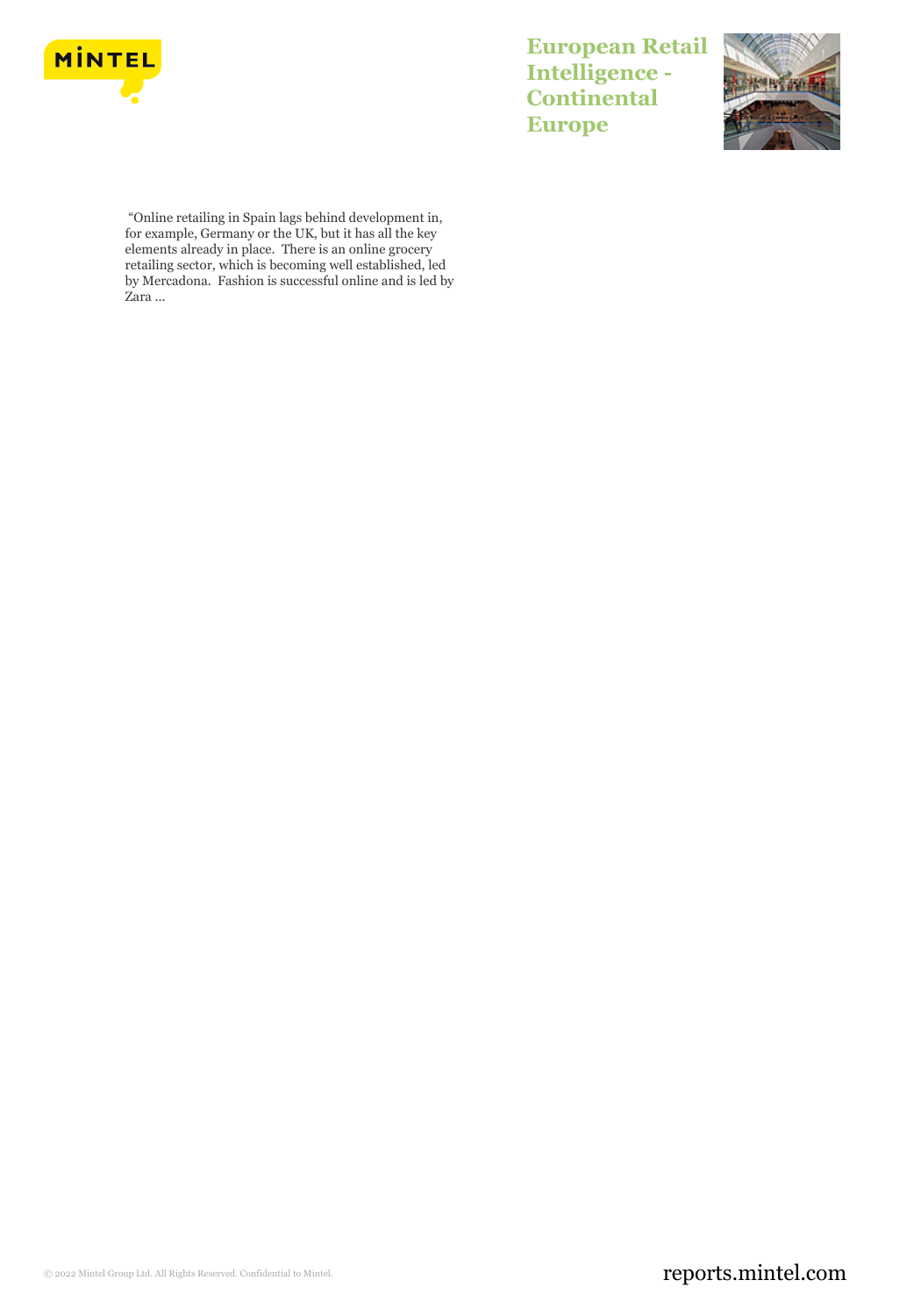# European Retail Intelligence - Continental Europe

“Online retailing in Spain lags behind development in, for example, Germany or the UK, but it has all the key elements already in place. There is an online grocery retailing sector, which is becoming well established, led by Mercadona. Fashion is successful online and is led by Zara ...